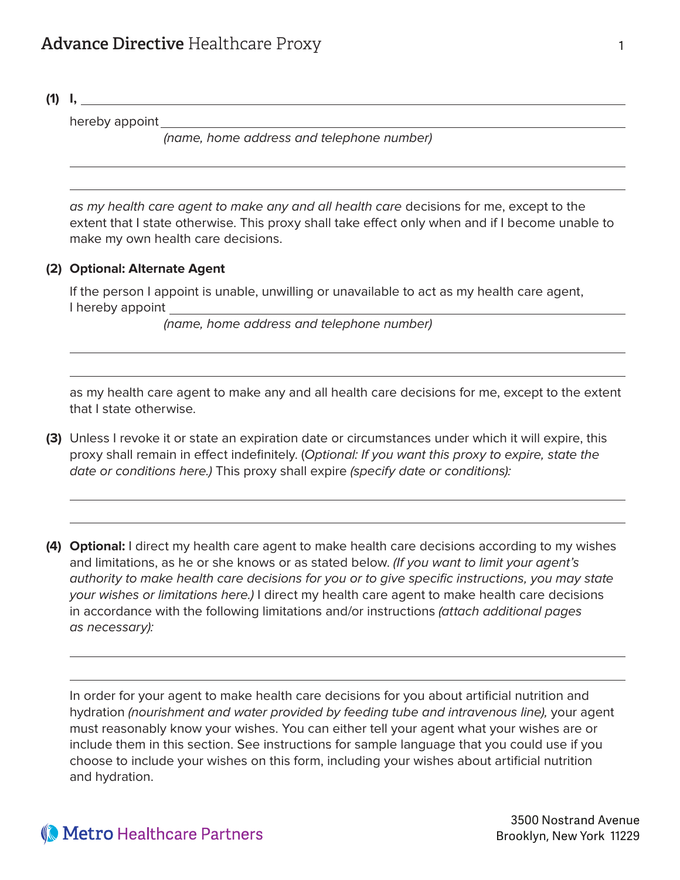# **Advance Directive** Healthcare Proxy

**(1) I,** ______________________________________________

hereby appoint ______________________________________________
*(name, home address and telephone number)*

______________________________________________

______________________________________________

*as my health care agent to make any and all health care* decisions for me, except to the extent that I state otherwise. This proxy shall take effect only when and if I become unable to make my own health care decisions.

**(2) Optional: Alternate Agent**

If the person I appoint is unable, unwilling or unavailable to act as my health care agent, I hereby appoint ______________________________________________
*(name, home address and telephone number)*

______________________________________________

______________________________________________

as my health care agent to make any and all health care decisions for me, except to the extent that I state otherwise.

**(3)** Unless I revoke it or state an expiration date or circumstances under which it will expire, this proxy shall remain in effect indefinitely. (*Optional: If you want this proxy to expire, state the date or conditions here.)* This proxy shall expire *(specify date or conditions):*

______________________________________________

______________________________________________

**(4) Optional:** I direct my health care agent to make health care decisions according to my wishes and limitations, as he or she knows or as stated below. *(If you want to limit your agent's authority to make health care decisions for you or to give specific instructions, you may state your wishes or limitations here.)* I direct my health care agent to make health care decisions in accordance with the following limitations and/or instructions *(attach additional pages as necessary):*

______________________________________________

______________________________________________

In order for your agent to make health care decisions for you about artificial nutrition and hydration *(nourishment and water provided by feeding tube and intravenous line),* your agent must reasonably know your wishes. You can either tell your agent what your wishes are or include them in this section. See instructions for sample language that you could use if you choose to include your wishes on this form, including your wishes about artificial nutrition and hydration.

Metro Healthcare Partners

3500 Nostrand Avenue
Brooklyn, New York 11229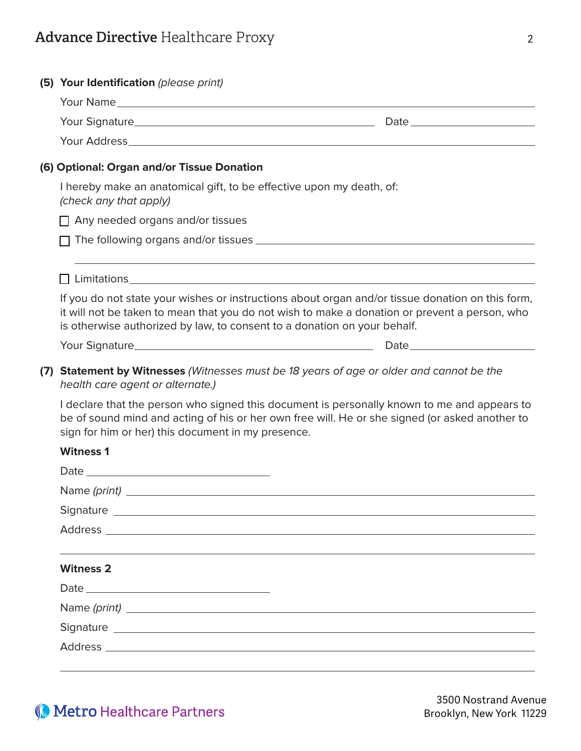**(5) Your Identification** *(please print)*

Your Name \_\_\_\_\_\_\_\_\_\_\_\_\_\_\_\_\_\_\_\_\_\_\_\_\_\_\_\_\_\_\_\_\_\_\_\_\_\_\_\_

Your Signature \_\_\_\_\_\_\_\_\_\_\_\_\_\_\_\_\_\_\_\_\_\_\_\_\_\_\_\_ Date \_\_\_\_\_\_\_\_\_\_\_\_\_\_\_\_

Your Address \_\_\_\_\_\_\_\_\_\_\_\_\_\_\_\_\_\_\_\_\_\_\_\_\_\_\_\_\_\_\_\_\_\_\_\_\_\_\_\_

**(6) Optional: Organ and/or Tissue Donation**

I hereby make an anatomical gift, to be effective upon my death, of:
*(check any that apply)*

- ☐ Any needed organs and/or tissues
- ☐ The following organs and/or tissues \_\_\_\_\_\_\_\_\_\_\_\_\_\_\_\_\_\_\_\_\_\_\_\_\_\_\_\_\_\_\_\_\_\_\_\_\_\_\_\_
- ☐ Limitations \_\_\_\_\_\_\_\_\_\_\_\_\_\_\_\_\_\_\_\_\_\_\_\_\_\_\_\_\_\_\_\_\_\_\_\_\_\_\_\_

If you do not state your wishes or instructions about organ and/or tissue donation on this form, it will not be taken to mean that you do not wish to make a donation or prevent a person, who is otherwise authorized by law, to consent to a donation on your behalf.

Your Signature \_\_\_\_\_\_\_\_\_\_\_\_\_\_\_\_\_\_\_\_\_\_\_\_\_\_\_\_ Date \_\_\_\_\_\_\_\_\_\_\_\_\_\_\_\_

**(7) Statement by Witnesses** *(Witnesses must be 18 years of age or older and cannot be the health care agent or alternate.)*

I declare that the person who signed this document is personally known to me and appears to be of sound mind and acting of his or her own free will. He or she signed (or asked another to sign for him or her) this document in my presence.

**Witness 1**

Date \_\_\_\_\_\_\_\_\_\_\_\_\_\_\_\_\_\_\_\_

Name *(print)* \_\_\_\_\_\_\_\_\_\_\_\_\_\_\_\_\_\_\_\_\_\_\_\_\_\_\_\_\_\_\_\_\_\_\_\_\_\_\_\_

Signature \_\_\_\_\_\_\_\_\_\_\_\_\_\_\_\_\_\_\_\_\_\_\_\_\_\_\_\_\_\_\_\_\_\_\_\_\_\_\_\_

Address \_\_\_\_\_\_\_\_\_\_\_\_\_\_\_\_\_\_\_\_\_\_\_\_\_\_\_\_\_\_\_\_\_\_\_\_\_\_\_\_

\_\_\_\_\_\_\_\_\_\_\_\_\_\_\_\_\_\_\_\_\_\_\_\_\_\_\_\_\_\_\_\_\_\_\_\_\_\_\_\_\_\_\_\_\_\_\_\_

**Witness 2**

Date \_\_\_\_\_\_\_\_\_\_\_\_\_\_\_\_\_\_\_\_

Name *(print)* \_\_\_\_\_\_\_\_\_\_\_\_\_\_\_\_\_\_\_\_\_\_\_\_\_\_\_\_\_\_\_\_\_\_\_\_\_\_\_\_

Signature \_\_\_\_\_\_\_\_\_\_\_\_\_\_\_\_\_\_\_\_\_\_\_\_\_\_\_\_\_\_\_\_\_\_\_\_\_\_\_\_

Address \_\_\_\_\_\_\_\_\_\_\_\_\_\_\_\_\_\_\_\_\_\_\_\_\_\_\_\_\_\_\_\_\_\_\_\_\_\_\_\_

\_\_\_\_\_\_\_\_\_\_\_\_\_\_\_\_\_\_\_\_\_\_\_\_\_\_\_\_\_\_\_\_\_\_\_\_\_\_\_\_\_\_\_\_\_\_\_\_

Metro Healthcare Partners

3500 Nostrand Avenue
Brooklyn, New York 11229